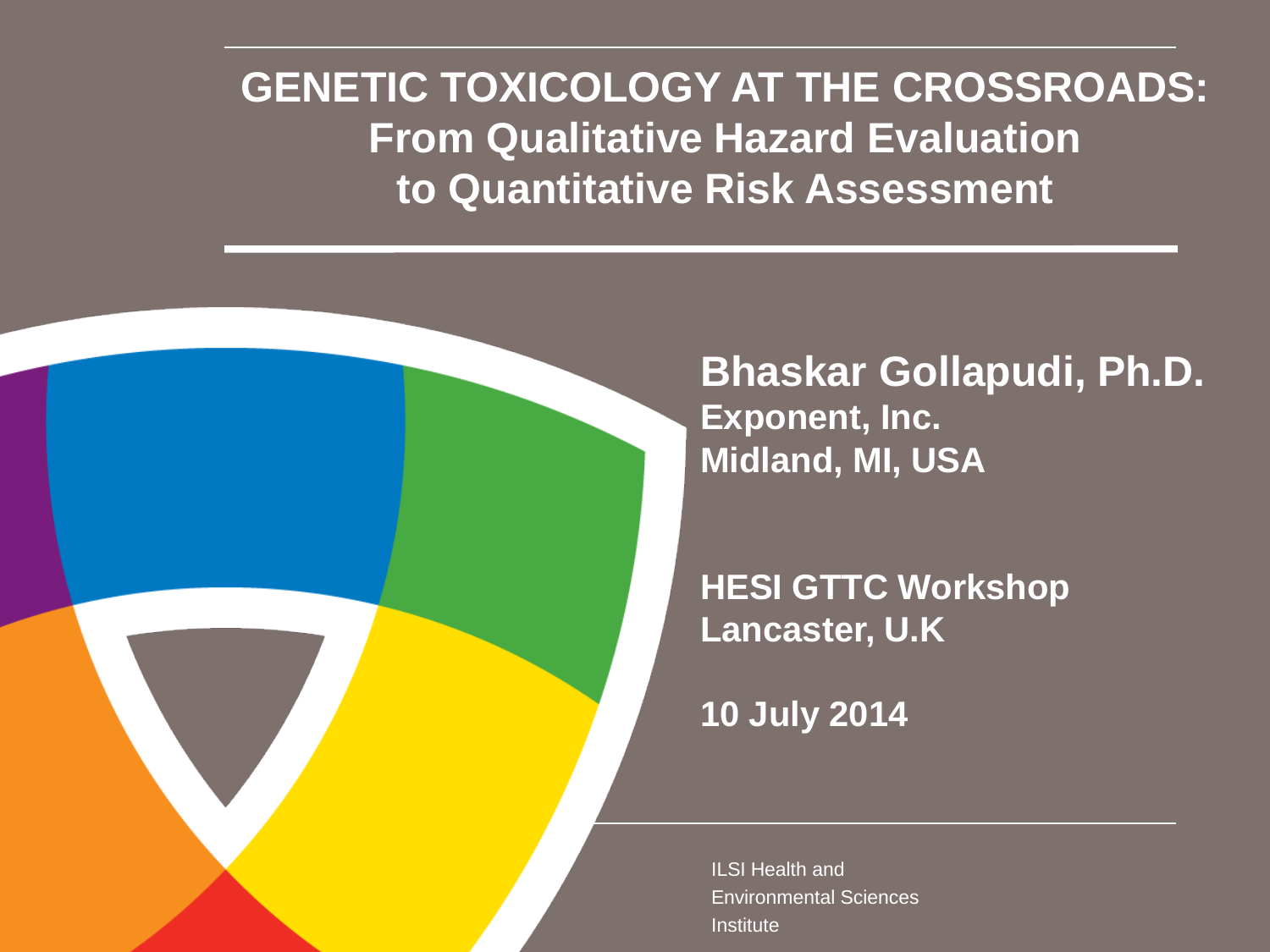# GENETIC TOXICOLOGY AT THE CROSSROADS: From Qualitative Hazard Evaluation to Quantitative Risk Assessment

**Bhaskar Gollapudi, Ph.D.**
**Exponent, Inc.**
**Midland, MI, USA**

**HESI GTTC Workshop**
**Lancaster, U.K**

**10 July 2014**

ILSI Health and Environmental Sciences Institute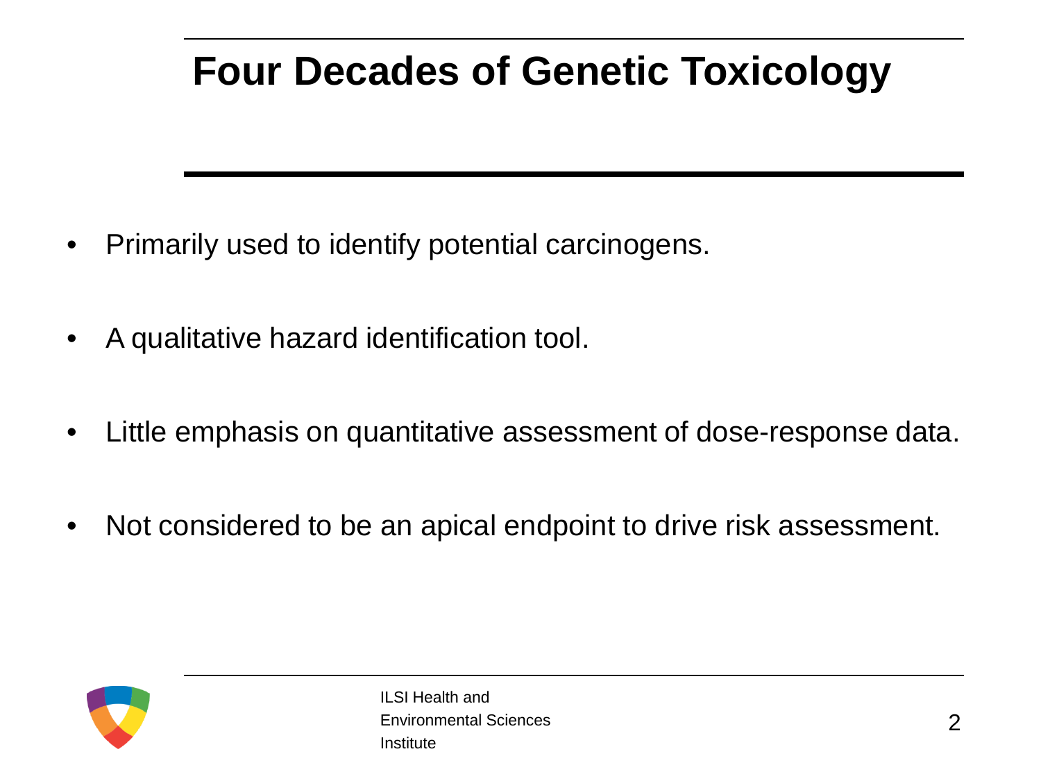# Four Decades of Genetic Toxicology

- Primarily used to identify potential carcinogens.
- A qualitative hazard identification tool.
- Little emphasis on quantitative assessment of dose-response data.
- Not considered to be an apical endpoint to drive risk assessment.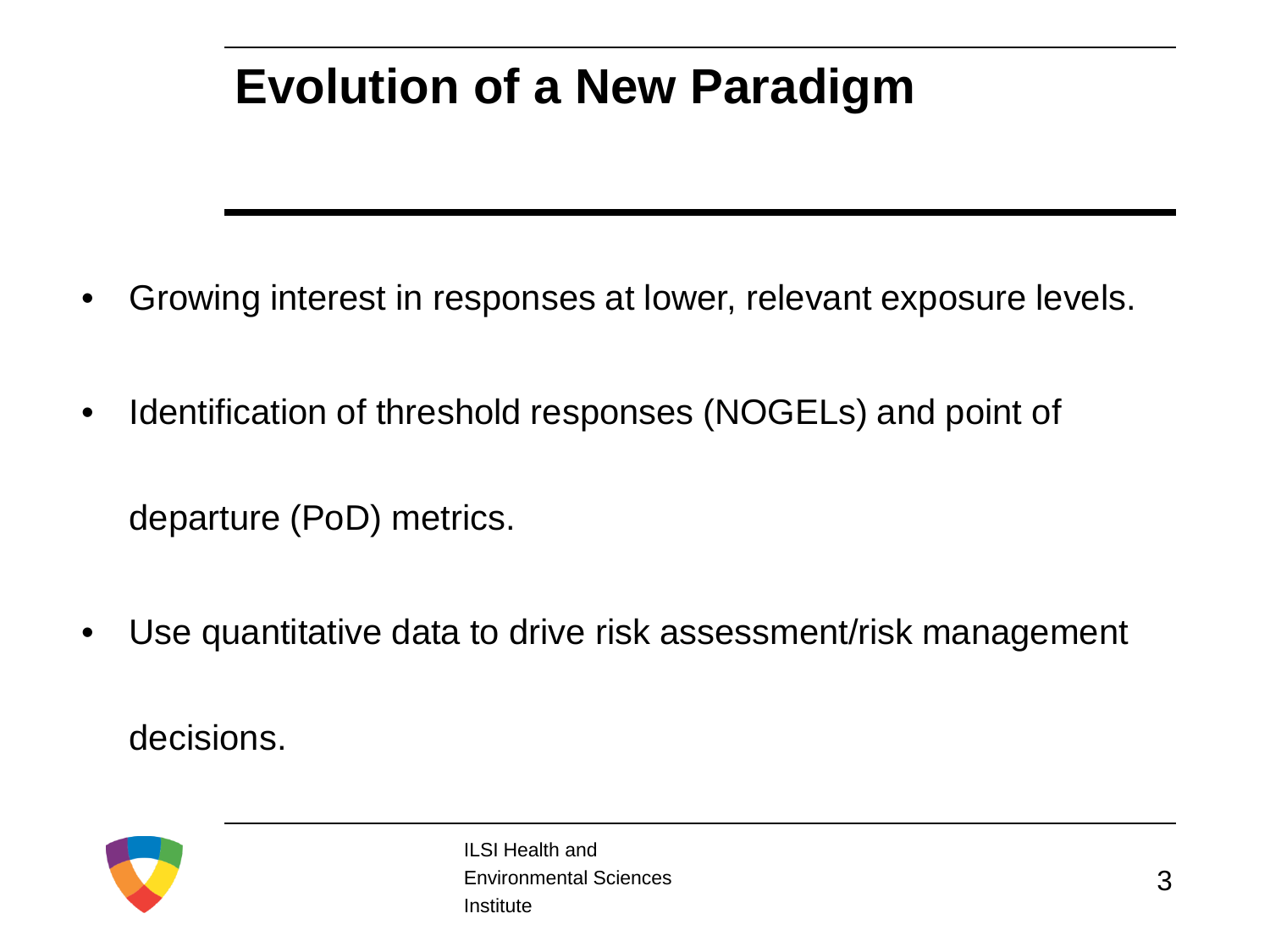# Evolution of a New Paradigm

- Growing interest in responses at lower, relevant exposure levels.
- Identification of threshold responses (NOGELs) and point of departure (PoD) metrics.
- Use quantitative data to drive risk assessment/risk management decisions.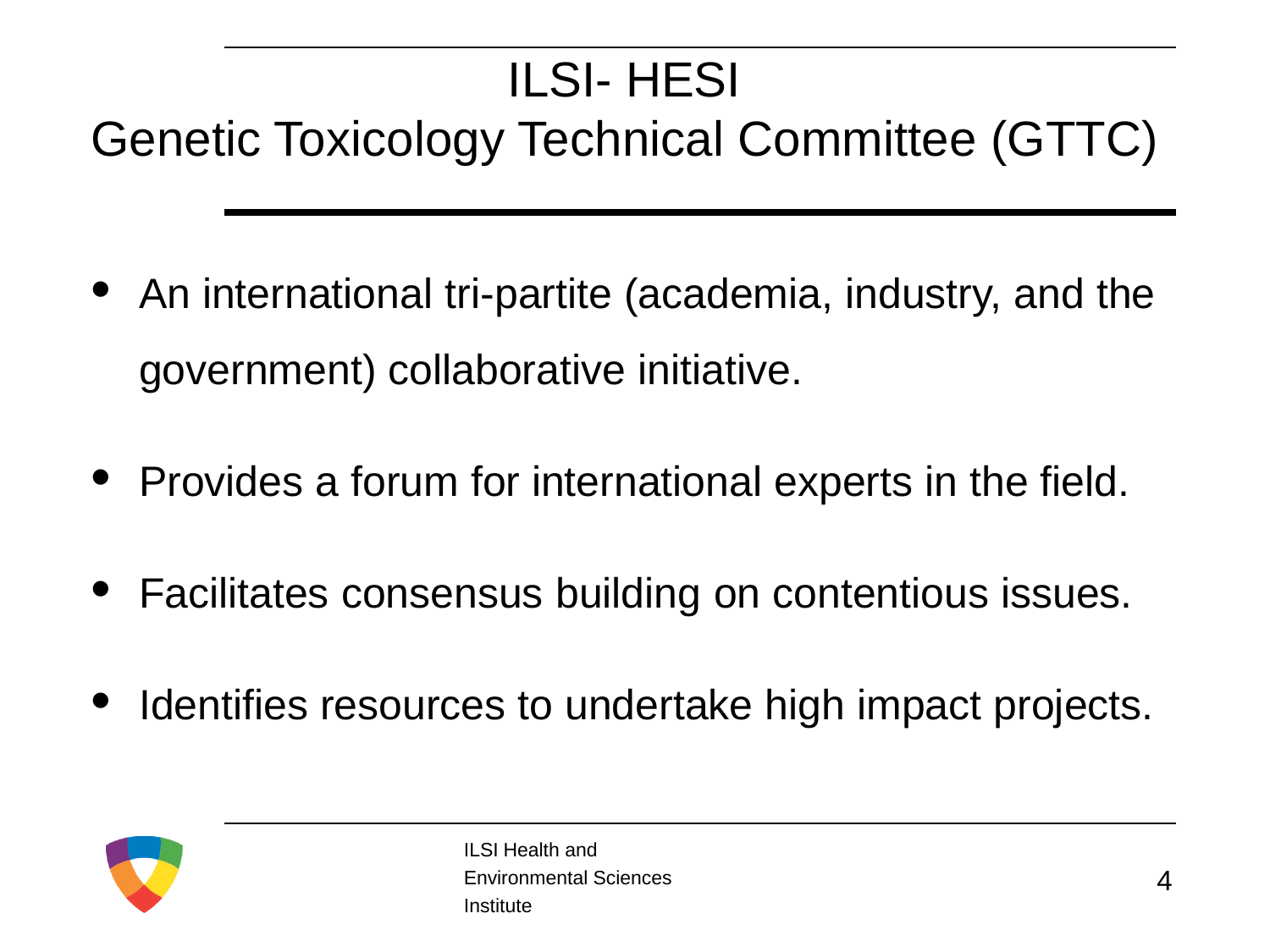# ILSI- HESI
# Genetic Toxicology Technical Committee (GTTC)

- An international tri-partite (academia, industry, and the government) collaborative initiative.
- Provides a forum for international experts in the field.
- Facilitates consensus building on contentious issues.
- Identifies resources to undertake high impact projects.

ILSI Health and Environmental Sciences Institute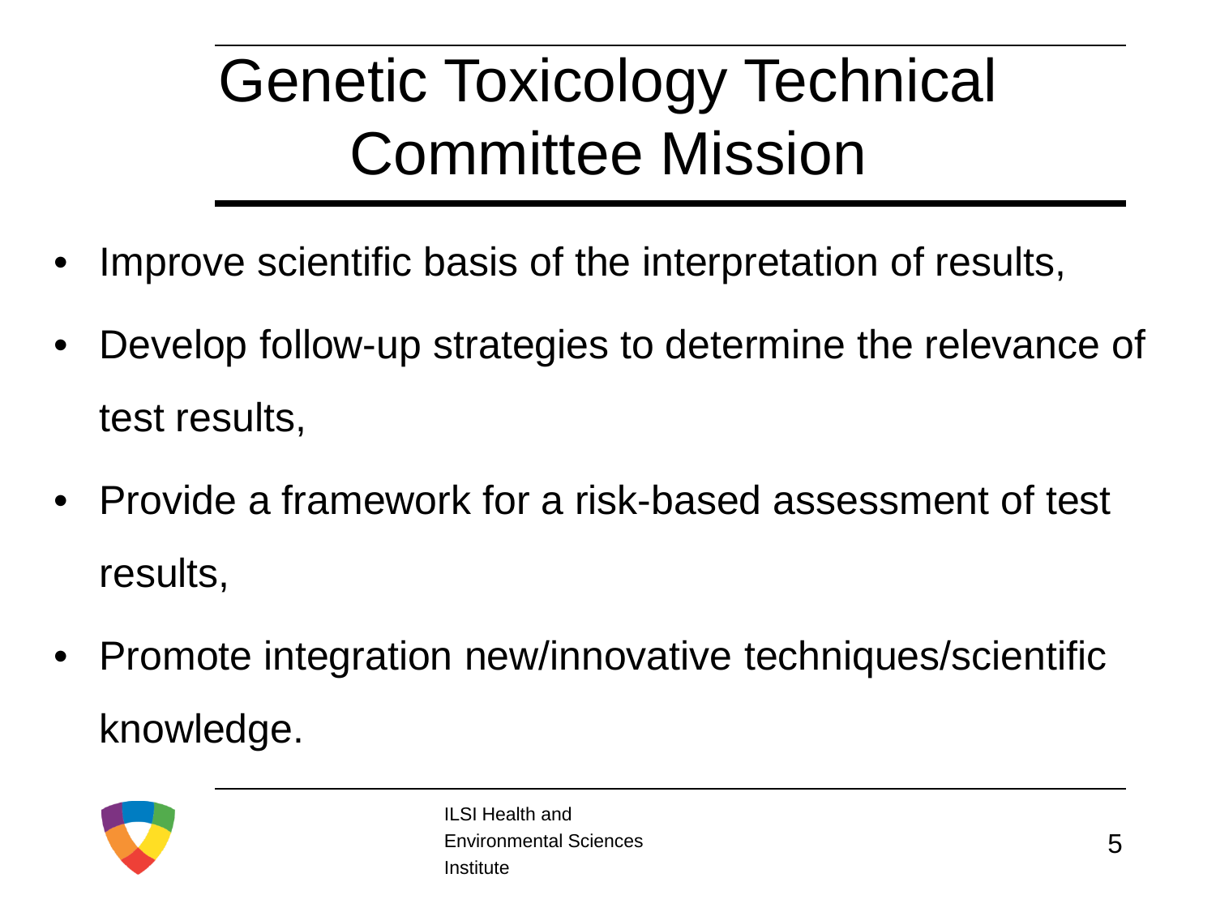# Genetic Toxicology Technical Committee Mission

- Improve scientific basis of the interpretation of results,
- Develop follow-up strategies to determine the relevance of test results,
- Provide a framework for a risk-based assessment of test results,
- Promote integration new/innovative techniques/scientific knowledge.

ILSI Health and Environmental Sciences Institute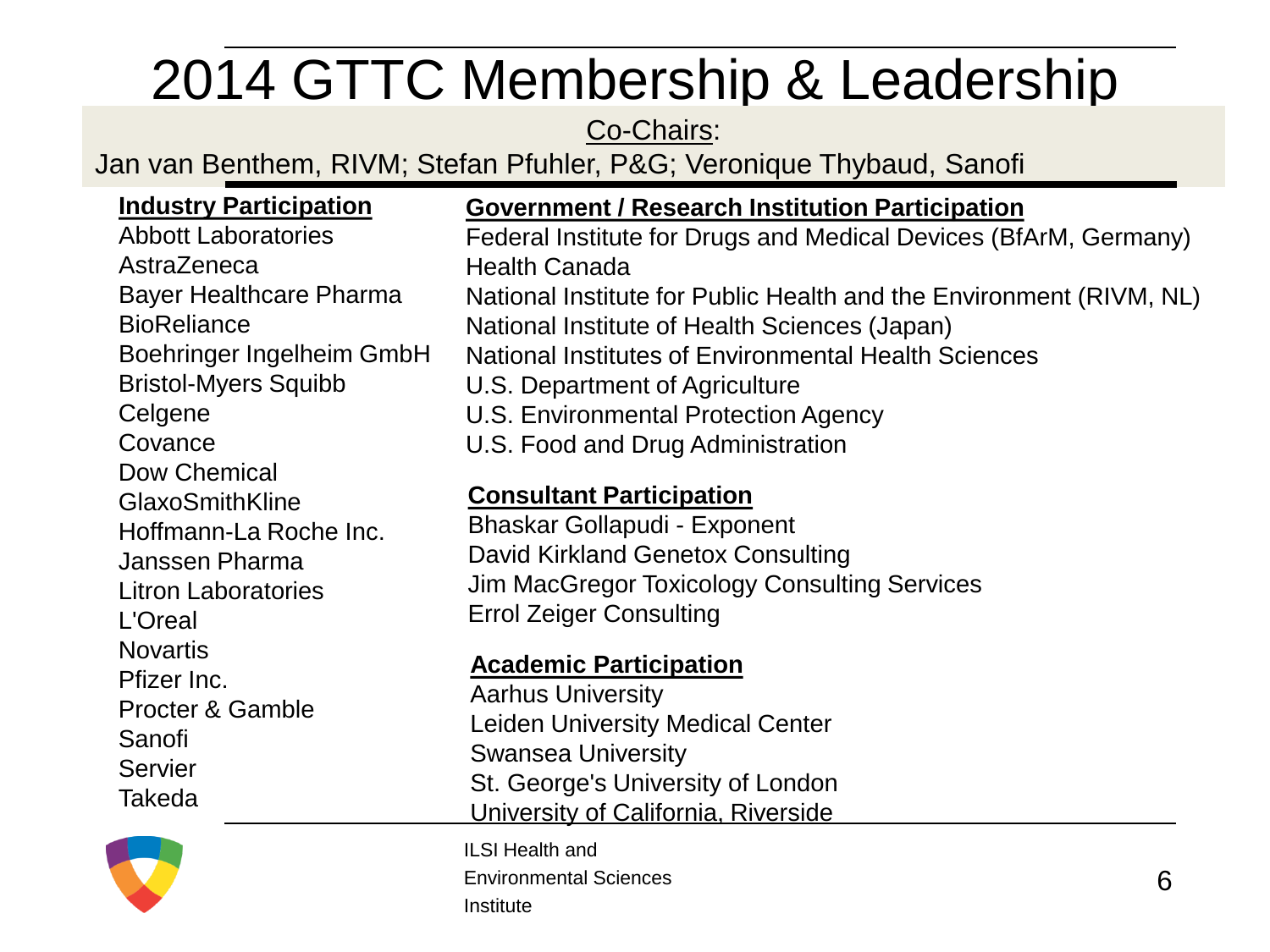# 2014 GTTC Membership & Leadership

Co-Chairs:

Jan van Benthem, RIVM; Stefan Pfuhler, P&G; Veronique Thybaud, Sanofi

**Industry Participation**

Abbott Laboratories
AstraZeneca
Bayer Healthcare Pharma
BioReliance
Boehringer Ingelheim GmbH
Bristol-Myers Squibb
Celgene
Covance
Dow Chemical
GlaxoSmithKline
Hoffmann-La Roche Inc.
Janssen Pharma
Litron Laboratories
L'Oreal
Novartis
Pfizer Inc.
Procter & Gamble
Sanofi
Servier
Takeda

**Government / Research Institution Participation**

Federal Institute for Drugs and Medical Devices (BfArM, Germany)
Health Canada
National Institute for Public Health and the Environment (RIVM, NL)
National Institute of Health Sciences (Japan)
National Institutes of Environmental Health Sciences
U.S. Department of Agriculture
U.S. Environmental Protection Agency
U.S. Food and Drug Administration

**Consultant Participation**

Bhaskar Gollapudi - Exponent
David Kirkland Genetox Consulting
Jim MacGregor Toxicology Consulting Services
Errol Zeiger Consulting

**Academic Participation**

Aarhus University
Leiden University Medical Center
Swansea University
St. George's University of London
University of California, Riverside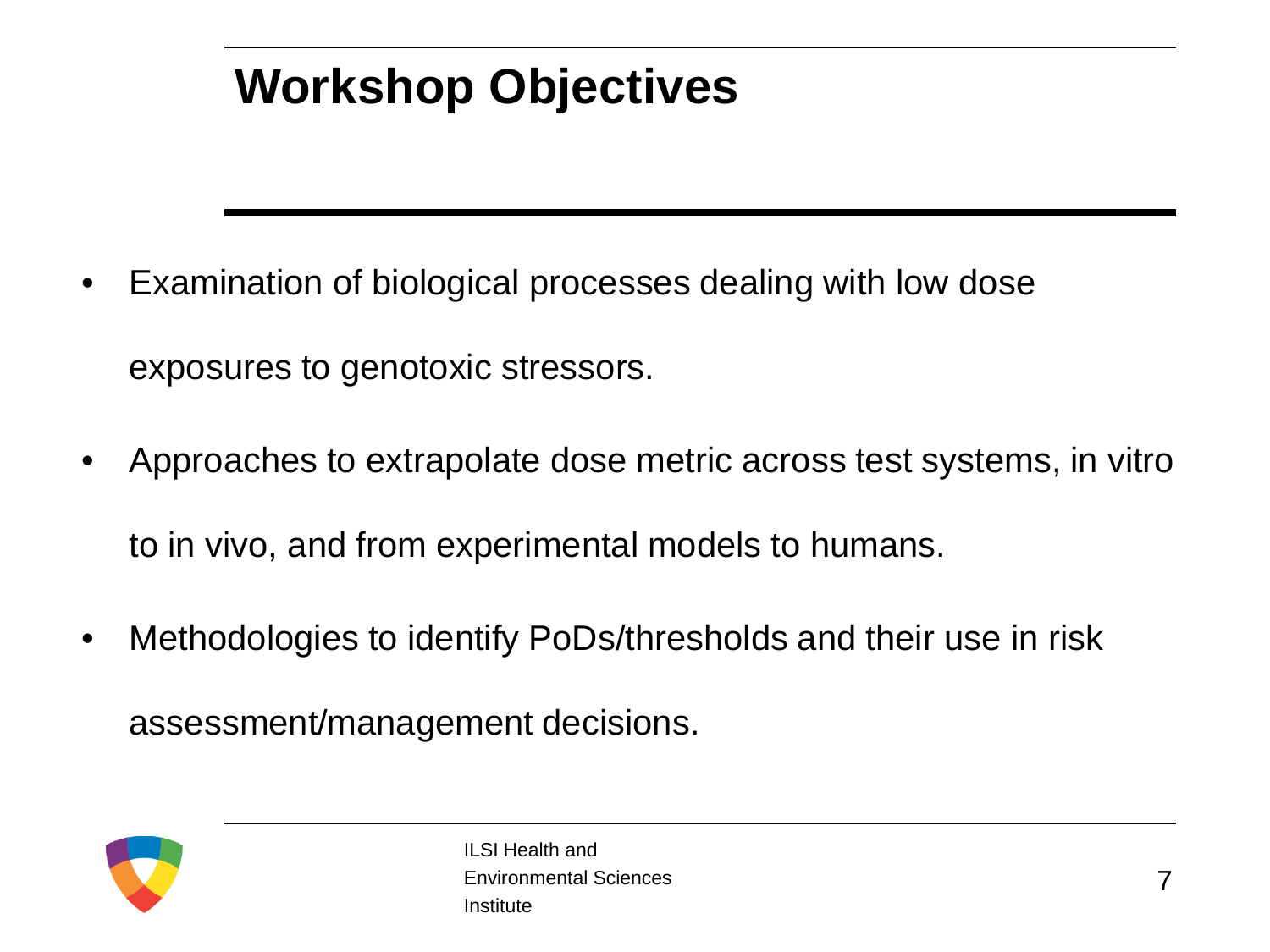# Workshop Objectives

- Examination of biological processes dealing with low dose exposures to genotoxic stressors.
- Approaches to extrapolate dose metric across test systems, in vitro to in vivo, and from experimental models to humans.
- Methodologies to identify PoDs/thresholds and their use in risk assessment/management decisions.

ILSI Health and Environmental Sciences Institute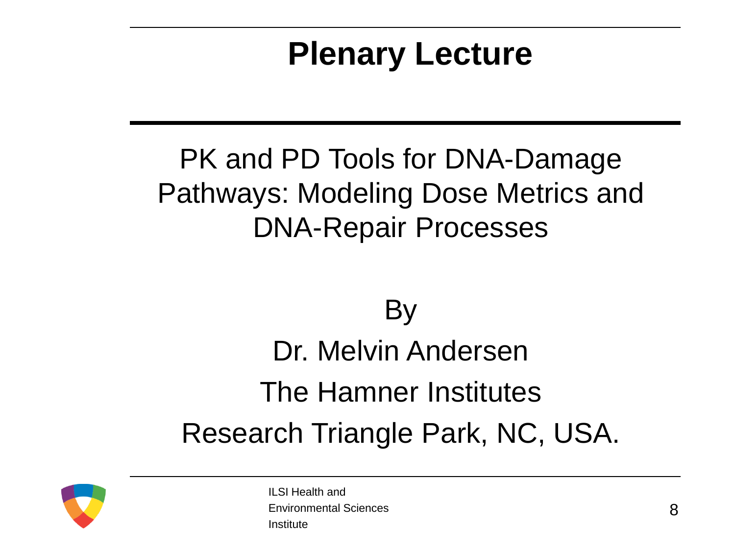# Plenary Lecture

## PK and PD Tools for DNA-Damage Pathways: Modeling Dose Metrics and DNA-Repair Processes

By

Dr. Melvin Andersen

The Hamner Institutes

Research Triangle Park, NC, USA.

ILSI Health and Environmental Sciences Institute